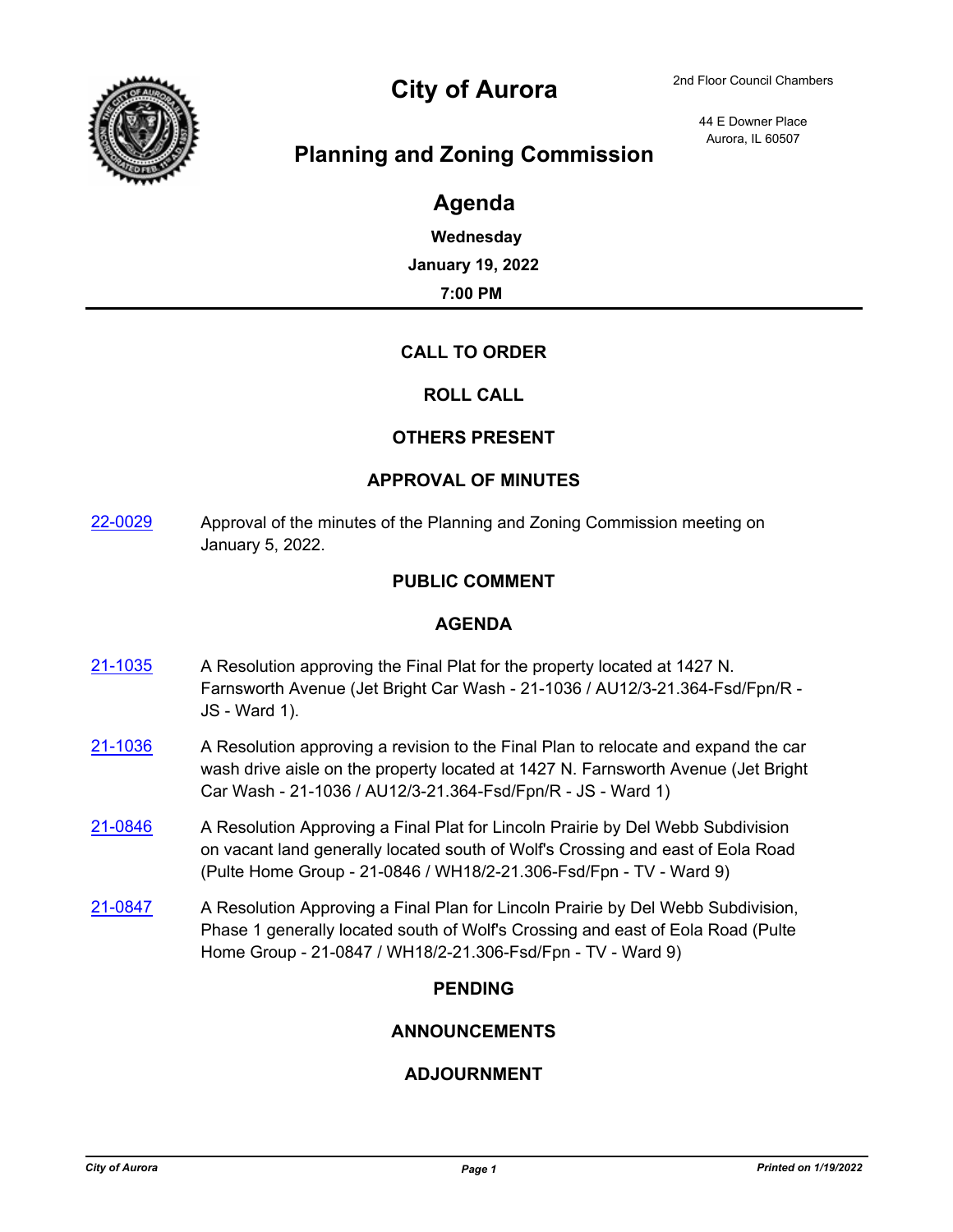# City of Aurora

2nd Floor Council Chambers

44 E Downer Place
Aurora, IL 60507

## Planning and Zoning Commission

## Agenda

**Wednesday**

**January 19, 2022**

**7:00 PM**

---

### CALL TO ORDER

### ROLL CALL

### OTHERS PRESENT

### APPROVAL OF MINUTES

22-0029 Approval of the minutes of the Planning and Zoning Commission meeting on January 5, 2022.

### PUBLIC COMMENT

### AGENDA

21-1035 A Resolution approving the Final Plat for the property located at 1427 N. Farnsworth Avenue (Jet Bright Car Wash - 21-1036 / AU12/3-21.364-Fsd/Fpn/R - JS - Ward 1).

21-1036 A Resolution approving a revision to the Final Plan to relocate and expand the car wash drive aisle on the property located at 1427 N. Farnsworth Avenue (Jet Bright Car Wash - 21-1036 / AU12/3-21.364-Fsd/Fpn/R - JS - Ward 1)

21-0846 A Resolution Approving a Final Plat for Lincoln Prairie by Del Webb Subdivision on vacant land generally located south of Wolf's Crossing and east of Eola Road (Pulte Home Group - 21-0846 / WH18/2-21.306-Fsd/Fpn - TV - Ward 9)

21-0847 A Resolution Approving a Final Plan for Lincoln Prairie by Del Webb Subdivision, Phase 1 generally located south of Wolf's Crossing and east of Eola Road (Pulte Home Group - 21-0847 / WH18/2-21.306-Fsd/Fpn - TV - Ward 9)

### PENDING

### ANNOUNCEMENTS

### ADJOURNMENT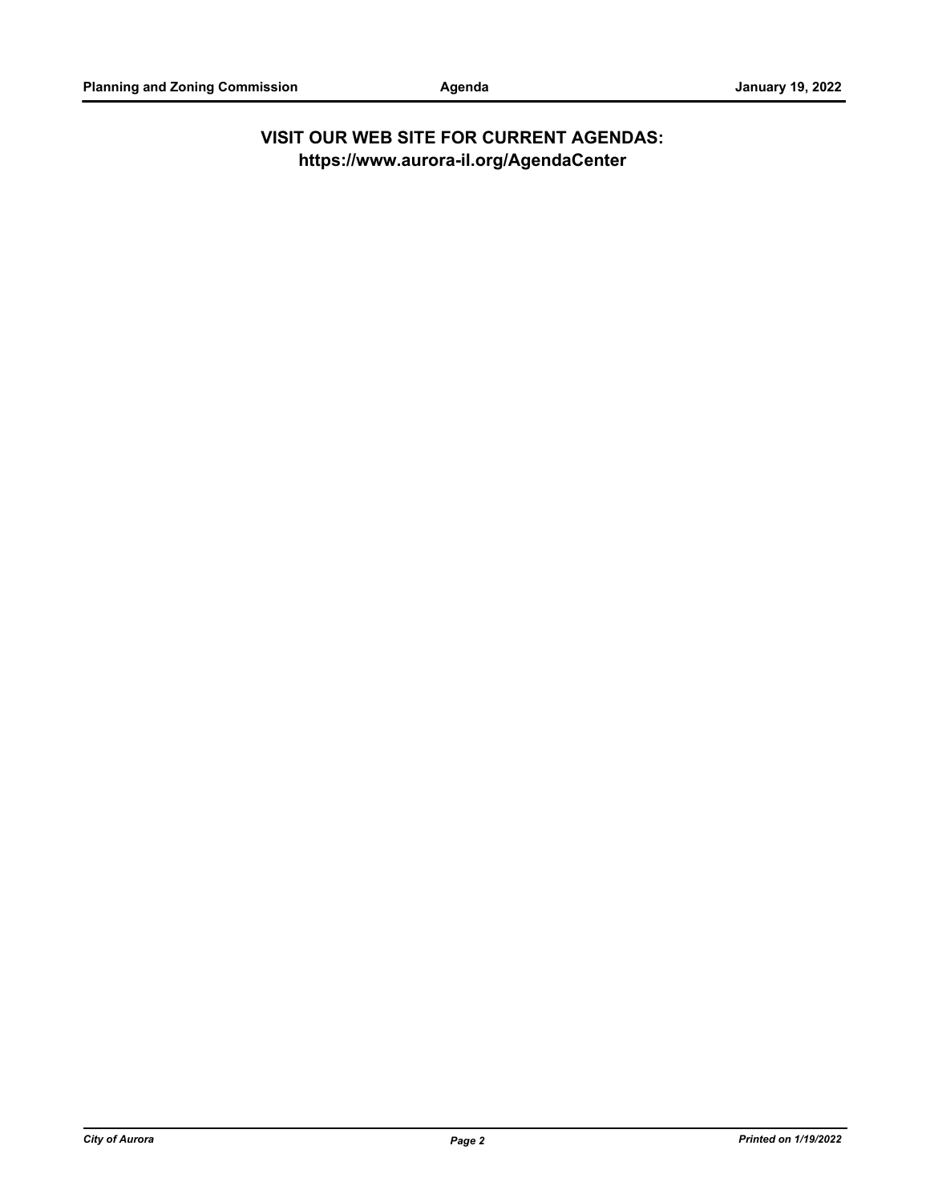**VISIT OUR WEB SITE FOR CURRENT AGENDAS:**
**https://www.aurora-il.org/AgendaCenter**